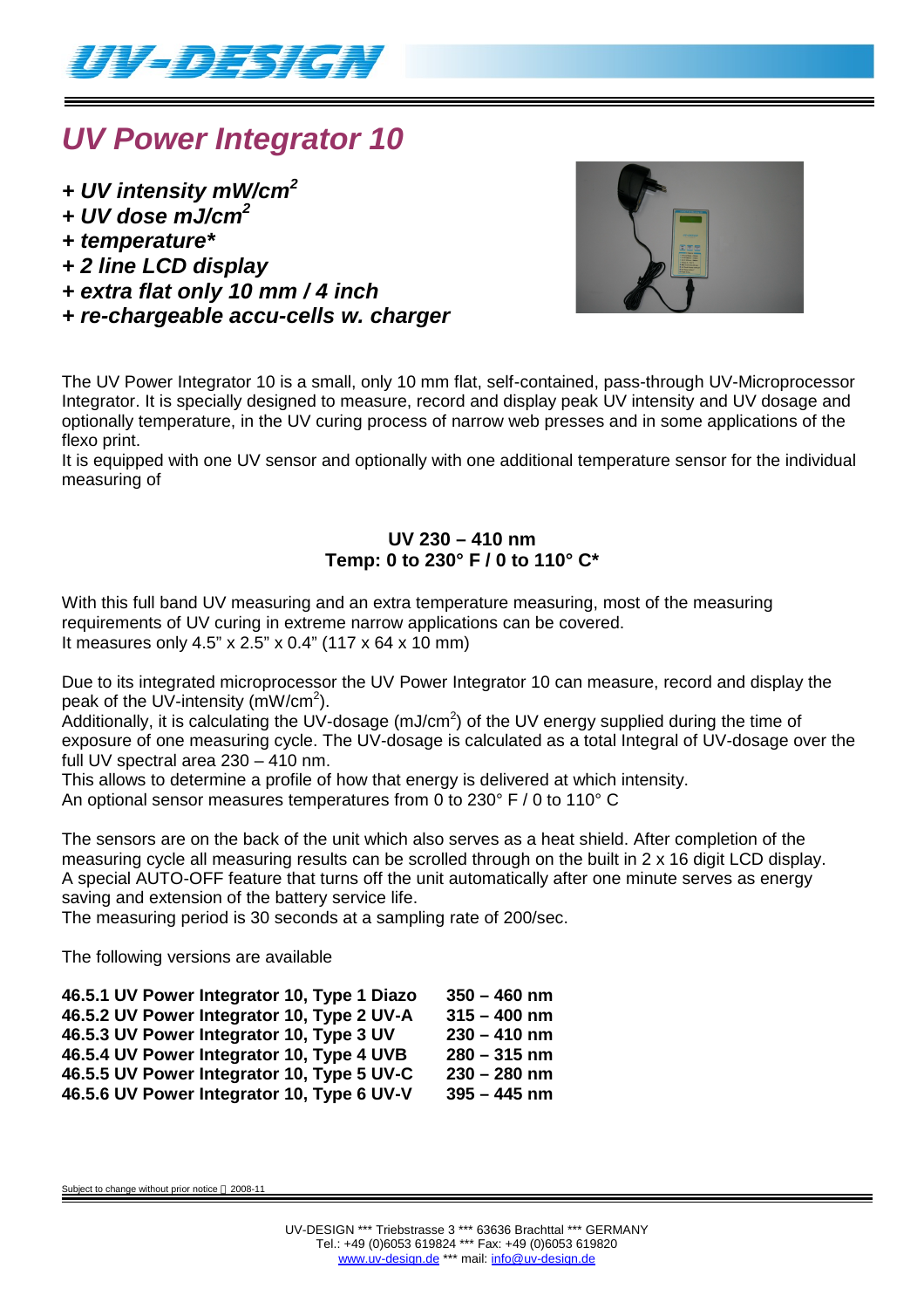# *UV Power Integrator 10*

***+ UV intensity mW/cm$^2$***
***+ UV dose mJ/cm$^2$***
***+ temperature****
***+ 2 line LCD display***
***+ extra flat only 10 mm / 4 inch***
***+ re-chargeable accu-cells w. charger***

The UV Power Integrator 10 is a small, only 10 mm flat, self-contained, pass-through UV-Microprocessor Integrator. It is specially designed to measure, record and display peak UV intensity and UV dosage and optionally temperature, in the UV curing process of narrow web presses and in some applications of the flexo print.
It is equipped with one UV sensor and optionally with one additional temperature sensor for the individual measuring of

**UV 230 – 410 nm**
**Temp: 0 to 230° F / 0 to 110° C***

With this full band UV measuring and an extra temperature measuring, most of the measuring requirements of UV curing in extreme narrow applications can be covered.
It measures only 4.5" x 2.5" x 0.4" (117 x 64 x 10 mm)

Due to its integrated microprocessor the UV Power Integrator 10 can measure, record and display the peak of the UV-intensity (mW/cm$^2$).
Additionally, it is calculating the UV-dosage (mJ/cm$^2$) of the UV energy supplied during the time of exposure of one measuring cycle. The UV-dosage is calculated as a total Integral of UV-dosage over the full UV spectral area 230 – 410 nm.
This allows to determine a profile of how that energy is delivered at which intensity.
An optional sensor measures temperatures from 0 to 230° F / 0 to 110° C

The sensors are on the back of the unit which also serves as a heat shield. After completion of the measuring cycle all measuring results can be scrolled through on the built in 2 x 16 digit LCD display.
A special AUTO-OFF feature that turns off the unit automatically after one minute serves as energy saving and extension of the battery service life.
The measuring period is 30 seconds at a sampling rate of 200/sec.

The following versions are available

| | |
|---|---|
| **46.5.1 UV Power Integrator 10, Type 1 Diazo** | **350 – 460 nm** |
| **46.5.2 UV Power Integrator 10, Type 2 UV-A** | **315 – 400 nm** |
| **46.5.3 UV Power Integrator 10, Type 3 UV** | **230 – 410 nm** |
| **46.5.4 UV Power Integrator 10, Type 4 UVB** | **280 – 315 nm** |
| **46.5.5 UV Power Integrator 10, Type 5 UV-C** | **230 – 280 nm** |
| **46.5.6 UV Power Integrator 10, Type 6 UV-V** | **395 – 445 nm** |

Subject to change without prior notice 2008-11

UV-DESIGN *** Triebstrasse 3 *** 63636 Brachttal *** GERMANY
Tel.: +49 (0)6053 619824 *** Fax: +49 (0)6053 619820
www.uv-design.de *** mail: info@uv-design.de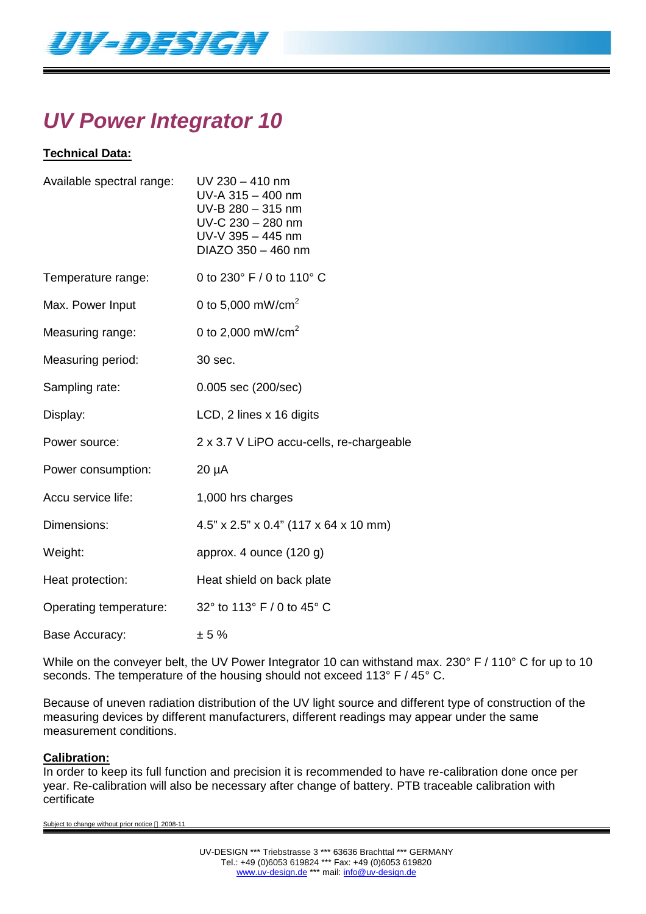# UV Power Integrator 10

**Technical Data:**

| | |
|---|---|
| Available spectral range: | UV 230 – 410 nm<br>UV-A 315 – 400 nm<br>UV-B 280 – 315 nm<br>UV-C 230 – 280 nm<br>UV-V 395 – 445 nm<br>DIAZO 350 – 460 nm |
| Temperature range: | 0 to 230° F / 0 to 110° C |
| Max. Power Input | 0 to 5,000 $mW/cm^2$ |
| Measuring range: | 0 to 2,000 $mW/cm^2$ |
| Measuring period: | 30 sec. |
| Sampling rate: | 0.005 sec (200/sec) |
| Display: | LCD, 2 lines x 16 digits |
| Power source: | 2 x 3.7 V LiPO accu-cells, re-chargeable |
| Power consumption: | 20 µA |
| Accu service life: | 1,000 hrs charges |
| Dimensions: | 4.5" x 2.5" x 0.4" (117 x 64 x 10 mm) |
| Weight: | approx. 4 ounce (120 g) |
| Heat protection: | Heat shield on back plate |
| Operating temperature: | 32° to 113° F / 0 to 45° C |
| Base Accuracy: | ± 5 % |

While on the conveyer belt, the UV Power Integrator 10 can withstand max. 230° F / 110° C for up to 10 seconds. The temperature of the housing should not exceed 113° F / 45° C.

Because of uneven radiation distribution of the UV light source and different type of construction of the measuring devices by different manufacturers, different readings may appear under the same measurement conditions.

**Calibration:**

In order to keep its full function and precision it is recommended to have re-calibration done once per year. Re-calibration will also be necessary after change of battery. PTB traceable calibration with certificate

Subject to change without prior notice © 2008-11

UV-DESIGN *** Triebstrasse 3 *** 63636 Brachttal *** GERMANY
Tel.: +49 (0)6053 619824 *** Fax: +49 (0)6053 619820
www.uv-design.de *** mail: info@uv-design.de